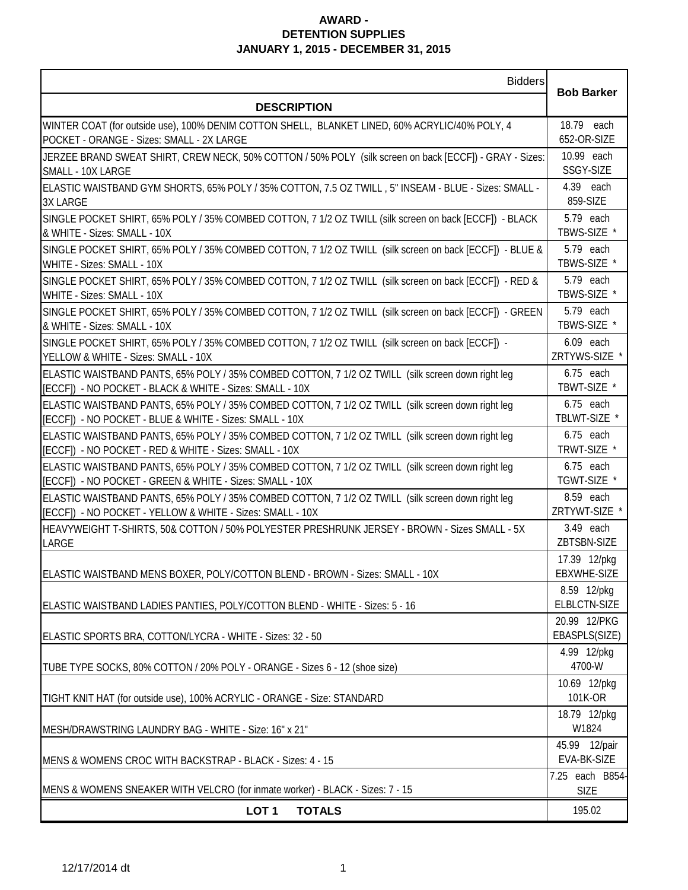**AWARD -**
**DETENTION SUPPLIES**
**JANUARY 1, 2015 - DECEMBER 31, 2015**

| DESCRIPTION | Bob Barker |
|---|---|
| WINTER COAT (for outside use), 100% DENIM COTTON SHELL, BLANKET LINED, 60% ACRYLIC/40% POLY, 4 POCKET - ORANGE - Sizes: SMALL - 2X LARGE | 18.79 each 652-OR-SIZE |
| JERZEE BRAND SWEAT SHIRT, CREW NECK, 50% COTTON / 50% POLY (silk screen on back [ECCF]) - GRAY - Sizes: SMALL - 10X LARGE | 10.99 each SSGY-SIZE |
| ELASTIC WAISTBAND GYM SHORTS, 65% POLY / 35% COTTON, 7.5 OZ TWILL , 5" INSEAM - BLUE - Sizes: SMALL - 3X LARGE | 4.39 each 859-SIZE |
| SINGLE POCKET SHIRT, 65% POLY / 35% COMBED COTTON, 7 1/2 OZ TWILL (silk screen on back [ECCF]) - BLACK & WHITE - Sizes: SMALL - 10X | 5.79 each TBWS-SIZE * |
| SINGLE POCKET SHIRT, 65% POLY / 35% COMBED COTTON, 7 1/2 OZ TWILL (silk screen on back [ECCF]) - BLUE & WHITE - Sizes: SMALL - 10X | 5.79 each TBWS-SIZE * |
| SINGLE POCKET SHIRT, 65% POLY / 35% COMBED COTTON, 7 1/2 OZ TWILL (silk screen on back [ECCF]) - RED & WHITE - Sizes: SMALL - 10X | 5.79 each TBWS-SIZE * |
| SINGLE POCKET SHIRT, 65% POLY / 35% COMBED COTTON, 7 1/2 OZ TWILL (silk screen on back [ECCF]) - GREEN & WHITE - Sizes: SMALL - 10X | 5.79 each TBWS-SIZE * |
| SINGLE POCKET SHIRT, 65% POLY / 35% COMBED COTTON, 7 1/2 OZ TWILL (silk screen on back [ECCF]) - YELLOW & WHITE - Sizes: SMALL - 10X | 6.09 each ZRTYWS-SIZE * |
| ELASTIC WAISTBAND PANTS, 65% POLY / 35% COMBED COTTON, 7 1/2 OZ TWILL (silk screen down right leg [ECCF]) - NO POCKET - BLACK & WHITE - Sizes: SMALL - 10X | 6.75 each TBWT-SIZE * |
| ELASTIC WAISTBAND PANTS, 65% POLY / 35% COMBED COTTON, 7 1/2 OZ TWILL (silk screen down right leg [ECCF]) - NO POCKET - BLUE & WHITE - Sizes: SMALL - 10X | 6.75 each TBLWT-SIZE * |
| ELASTIC WAISTBAND PANTS, 65% POLY / 35% COMBED COTTON, 7 1/2 OZ TWILL (silk screen down right leg [ECCF]) - NO POCKET - RED & WHITE - Sizes: SMALL - 10X | 6.75 each TRWT-SIZE * |
| ELASTIC WAISTBAND PANTS, 65% POLY / 35% COMBED COTTON, 7 1/2 OZ TWILL (silk screen down right leg [ECCF]) - NO POCKET - GREEN & WHITE - Sizes: SMALL - 10X | 6.75 each TGWT-SIZE * |
| ELASTIC WAISTBAND PANTS, 65% POLY / 35% COMBED COTTON, 7 1/2 OZ TWILL (silk screen down right leg [ECCF]) - NO POCKET - YELLOW & WHITE - Sizes: SMALL - 10X | 8.59 each ZRTYWT-SIZE * |
| HEAVYWEIGHT T-SHIRTS, 50& COTTON / 50% POLYESTER PRESHRUNK JERSEY - BROWN - Sizes SMALL - 5X LARGE | 3.49 each ZBTSBN-SIZE |
| ELASTIC WAISTBAND MENS BOXER, POLY/COTTON BLEND - BROWN - Sizes: SMALL - 10X | 17.39 12/pkg EBXWHE-SIZE |
| ELASTIC WAISTBAND LADIES PANTIES, POLY/COTTON BLEND - WHITE - Sizes: 5 - 16 | 8.59 12/pkg ELBLCTN-SIZE |
| ELASTIC SPORTS BRA, COTTON/LYCRA - WHITE - Sizes: 32 - 50 | 20.99 12/PKG EBASPLS(SIZE) |
| TUBE TYPE SOCKS, 80% COTTON / 20% POLY - ORANGE - Sizes 6 - 12 (shoe size) | 4.99 12/pkg 4700-W |
| TIGHT KNIT HAT (for outside use), 100% ACRYLIC - ORANGE - Size: STANDARD | 10.69 12/pkg 101K-OR |
| MESH/DRAWSTRING LAUNDRY BAG - WHITE - Size: 16" x 21" | 18.79 12/pkg W1824 |
| MENS & WOMENS CROC WITH BACKSTRAP - BLACK - Sizes: 4 - 15 | 45.99 12/pair EVA-BK-SIZE |
| MENS & WOMENS SNEAKER WITH VELCRO (for inmate worker) - BLACK - Sizes: 7 - 15 | 7.25 each B854-SIZE |
| **LOT 1 TOTALS** | 195.02 |

12/17/2014 dt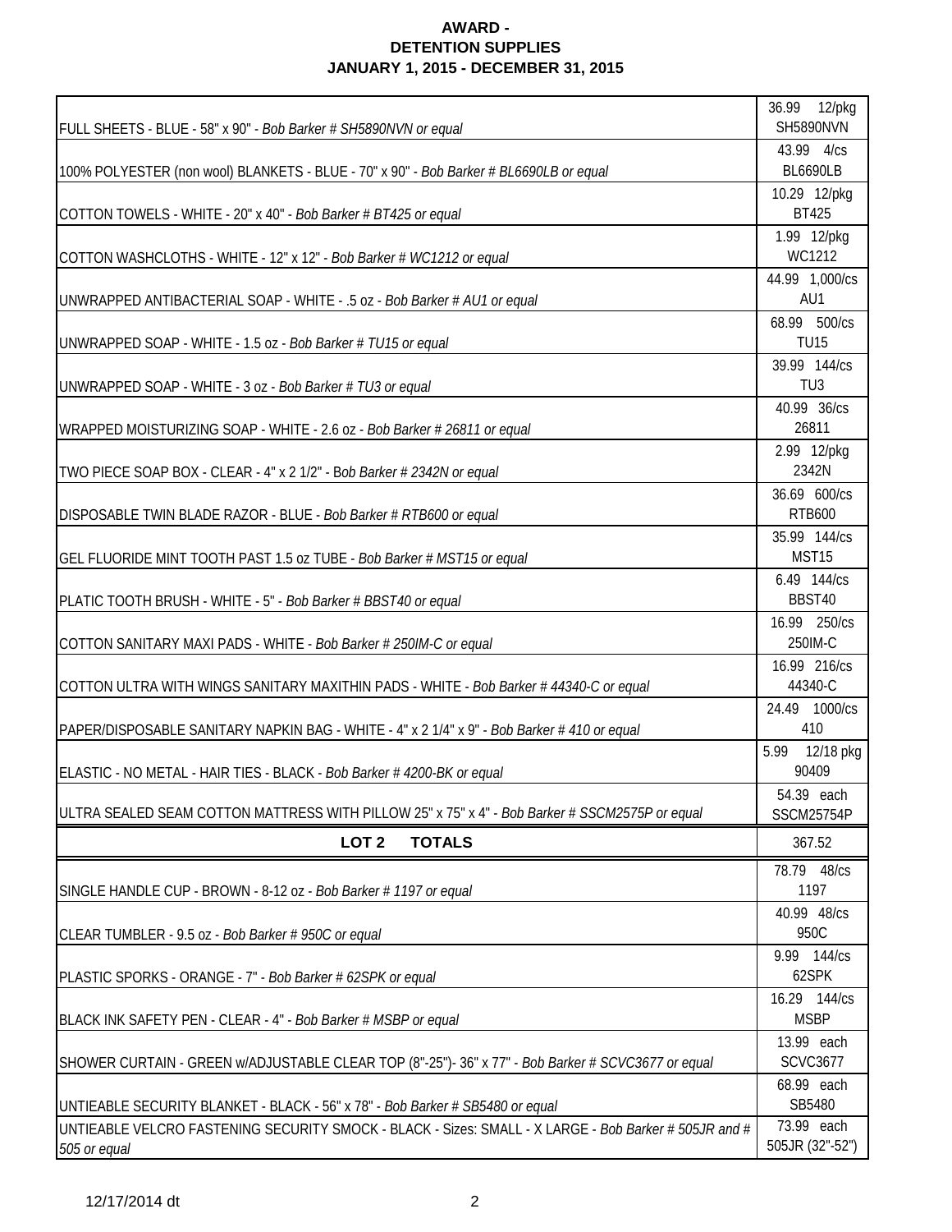**AWARD -**
**DETENTION SUPPLIES**
**JANUARY 1, 2015 - DECEMBER 31, 2015**

| | |
|---|---|
| FULL SHEETS - BLUE - 58" x 90" - *Bob Barker # SH5890NVN or equal* | 36.99 12/pkg SH5890NVN |
| 100% POLYESTER (non wool) BLANKETS - BLUE - 70" x 90" - *Bob Barker # BL6690LB or equal* | 43.99 4/cs BL6690LB |
| COTTON TOWELS - WHITE - 20" x 40" - *Bob Barker # BT425 or equal* | 10.29 12/pkg BT425 |
| COTTON WASHCLOTHS - WHITE - 12" x 12" - *Bob Barker # WC1212 or equal* | 1.99 12/pkg WC1212 |
| UNWRAPPED ANTIBACTERIAL SOAP - WHITE - .5 oz - *Bob Barker # AU1 or equal* | 44.99 1,000/cs AU1 |
| UNWRAPPED SOAP - WHITE - 1.5 oz - *Bob Barker # TU15 or equal* | 68.99 500/cs TU15 |
| UNWRAPPED SOAP - WHITE - 3 oz - *Bob Barker # TU3 or equal* | 39.99 144/cs TU3 |
| WRAPPED MOISTURIZING SOAP - WHITE - 2.6 oz - *Bob Barker # 26811 or equal* | 40.99 36/cs 26811 |
| TWO PIECE SOAP BOX - CLEAR - 4" x 2 1/2" - B*ob Barker # 2342N or equal* | 2.99 12/pkg 2342N |
| DISPOSABLE TWIN BLADE RAZOR - BLUE - *Bob Barker # RTB600 or equal* | 36.69 600/cs RTB600 |
| GEL FLUORIDE MINT TOOTH PAST 1.5 oz TUBE - *Bob Barker # MST15 or equal* | 35.99 144/cs MST15 |
| PLATIC TOOTH BRUSH - WHITE - 5" - *Bob Barker # BBST40 or equal* | 6.49 144/cs BBST40 |
| COTTON SANITARY MAXI PADS - WHITE - *Bob Barker # 250IM-C or equal* | 16.99 250/cs 250IM-C |
| COTTON ULTRA WITH WINGS SANITARY MAXITHIN PADS - WHITE - *Bob Barker # 44340-C or equal* | 16.99 216/cs 44340-C |
| PAPER/DISPOSABLE SANITARY NAPKIN BAG - WHITE - 4" x 2 1/4" x 9" - *Bob Barker # 410 or equal* | 24.49 1000/cs 410 |
| ELASTIC - NO METAL - HAIR TIES - BLACK - *Bob Barker # 4200-BK or equal* | 5.99 12/18 pkg 90409 |
| ULTRA SEALED SEAM COTTON MATTRESS WITH PILLOW 25" x 75" x 4" - *Bob Barker # SSCM2575P or equal* | 54.39 each SSCM25754P |
| **LOT 2 TOTALS** | 367.52 |
| SINGLE HANDLE CUP - BROWN - 8-12 oz - *Bob Barker # 1197 or equal* | 78.79 48/cs 1197 |
| CLEAR TUMBLER - 9.5 oz - *Bob Barker # 950C or equal* | 40.99 48/cs 950C |
| PLASTIC SPORKS - ORANGE - 7" - *Bob Barker # 62SPK or equal* | 9.99 144/cs 62SPK |
| BLACK INK SAFETY PEN - CLEAR - 4" - *Bob Barker # MSBP or equal* | 16.29 144/cs MSBP |
| SHOWER CURTAIN - GREEN w/ADJUSTABLE CLEAR TOP (8"-25")- 36" x 77" - *Bob Barker # SCVC3677 or equal* | 13.99 each SCVC3677 |
| UNTIEABLE SECURITY BLANKET - BLACK - 56" x 78" - *Bob Barker # SB5480 or equal* | 68.99 each SB5480 |
| UNTIEABLE VELCRO FASTENING SECURITY SMOCK - BLACK - Sizes: SMALL - X LARGE - *Bob Barker # 505JR and # 505 or equal* | 73.99 each 505JR (32"-52") |

12/17/2014 dt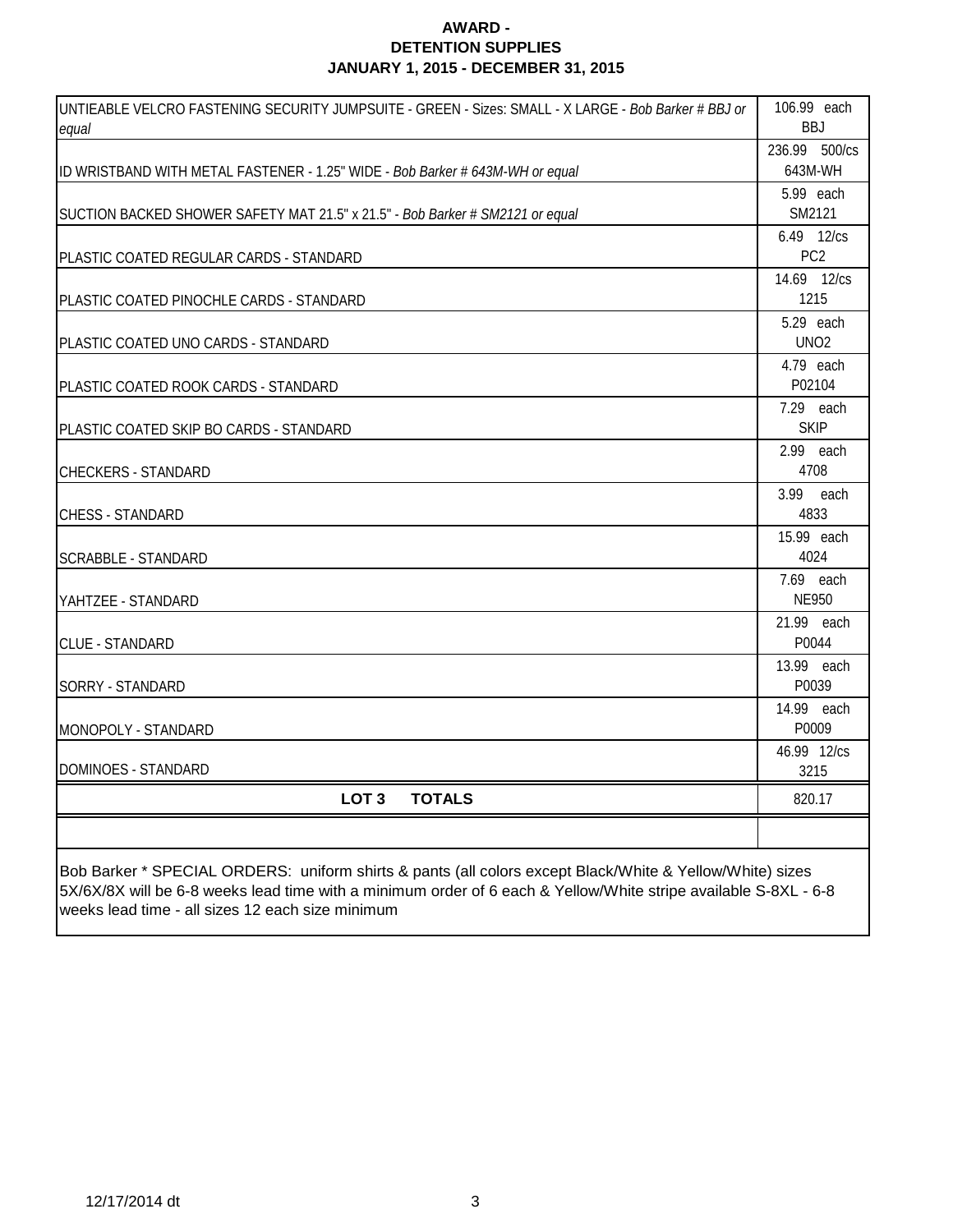**AWARD -**
**DETENTION SUPPLIES**
**JANUARY 1, 2015 - DECEMBER 31, 2015**

| | |
|---|---|
| UNTIEABLE VELCRO FASTENING SECURITY JUMPSUITE - GREEN - Sizes: SMALL - X LARGE - *Bob Barker # BBJ or equal* | 106.99 each BBJ |
| ID WRISTBAND WITH METAL FASTENER - 1.25" WIDE - *Bob Barker # 643M-WH or equal* | 236.99 500/cs 643M-WH |
| SUCTION BACKED SHOWER SAFETY MAT 21.5" x 21.5" - *Bob Barker # SM2121 or equal* | 5.99 each SM2121 |
| PLASTIC COATED REGULAR CARDS - STANDARD | 6.49 12/cs PC2 |
| PLASTIC COATED PINOCHLE CARDS - STANDARD | 14.69 12/cs 1215 |
| PLASTIC COATED UNO CARDS - STANDARD | 5.29 each UNO2 |
| PLASTIC COATED ROOK CARDS - STANDARD | 4.79 each P02104 |
| PLASTIC COATED SKIP BO CARDS - STANDARD | 7.29 each SKIP |
| CHECKERS - STANDARD | 2.99 each 4708 |
| CHESS - STANDARD | 3.99 each 4833 |
| SCRABBLE - STANDARD | 15.99 each 4024 |
| YAHTZEE - STANDARD | 7.69 each NE950 |
| CLUE - STANDARD | 21.99 each P0044 |
| SORRY - STANDARD | 13.99 each P0039 |
| MONOPOLY - STANDARD | 14.99 each P0009 |
| DOMINOES - STANDARD | 46.99 12/cs 3215 |
| **LOT 3 TOTALS** | 820.17 |
| | |

Bob Barker * SPECIAL ORDERS: uniform shirts & pants (all colors except Black/White & Yellow/White) sizes 5X/6X/8X will be 6-8 weeks lead time with a minimum order of 6 each & Yellow/White stripe available S-8XL - 6-8 weeks lead time - all sizes 12 each size minimum

12/17/2014 dt